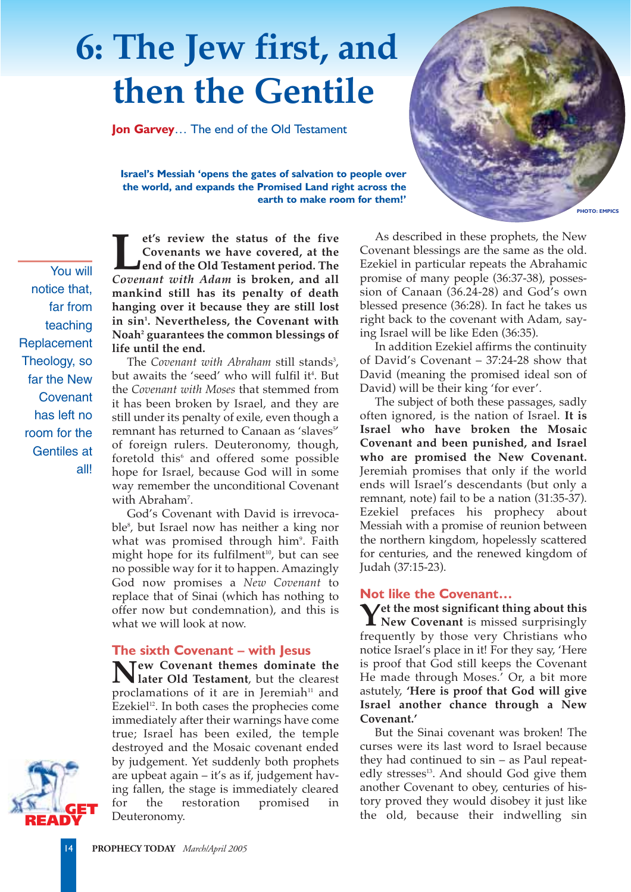# 6: The Jew first, and then the Gentile

**Jon Garvey**… The end of the Old Testament

**Israel's Messiah 'opens the gates of salvation to people over the world, and expands the Promised Land right across the earth to make room for them!'**

PHOTO: EMPICS

You will notice that, far from teaching Replacement Theology, so far the New Covenant has left no room for the Gentiles at all!

**Let's review the status of the five Covenants we have covered, at the end of the Old Testament period. The *Covenant with Adam* is broken, and all mankind still has its penalty of death hanging over it because they are still lost in sin[1]. Nevertheless, the Covenant with Noah[2] guarantees the common blessings of life until the end.**

The *Covenant with Abraham* still stands[3], but awaits the 'seed' who will fulfil it[4]. But the *Covenant with Moses* that stemmed from it has been broken by Israel, and they are still under its penalty of exile, even though a remnant has returned to Canaan as 'slaves[5]' of foreign rulers. Deuteronomy, though, foretold this[6] and offered some possible hope for Israel, because God will in some way remember the unconditional Covenant with Abraham[7].

God's Covenant with David is irrevocable[8], but Israel now has neither a king nor what was promised through him[9]. Faith might hope for its fulfilment[10], but can see no possible way for it to happen. Amazingly God now promises a *New Covenant* to replace that of Sinai (which has nothing to offer now but condemnation), and this is what we will look at now.

## The sixth Covenant – with Jesus

**New Covenant themes dominate the later Old Testament**, but the clearest proclamations of it are in Jeremiah[11] and Ezekiel[12]. In both cases the prophecies come immediately after their warnings have come true; Israel has been exiled, the temple destroyed and the Mosaic covenant ended by judgement. Yet suddenly both prophets are upbeat again – it's as if, judgement having fallen, the stage is immediately cleared for the restoration promised in Deuteronomy.

As described in these prophets, the New Covenant blessings are the same as the old. Ezekiel in particular repeats the Abrahamic promise of many people (36:37-38), possession of Canaan (36.24-28) and God's own blessed presence (36:28). In fact he takes us right back to the covenant with Adam, saying Israel will be like Eden (36:35).

In addition Ezekiel affirms the continuity of David's Covenant – 37:24-28 show that David (meaning the promised ideal son of David) will be their king 'for ever'.

The subject of both these passages, sadly often ignored, is the nation of Israel. **It is Israel who have broken the Mosaic Covenant and been punished, and Israel who are promised the New Covenant.** Jeremiah promises that only if the world ends will Israel's descendants (but only a remnant, note) fail to be a nation (31:35-37). Ezekiel prefaces his prophecy about Messiah with a promise of reunion between the northern kingdom, hopelessly scattered for centuries, and the renewed kingdom of Judah (37:15-23).

## Not like the Covenant…

**Yet the most significant thing about this New Covenant** is missed surprisingly frequently by those very Christians who notice Israel's place in it! For they say, 'Here is proof that God still keeps the Covenant He made through Moses.' Or, a bit more astutely, **'Here is proof that God will give Israel another chance through a New Covenant.'**

But the Sinai covenant was broken! The curses were its last word to Israel because they had continued to sin – as Paul repeatedly stresses[13]. And should God give them another Covenant to obey, centuries of history proved they would disobey it just like the old, because their indwelling sin

GET READY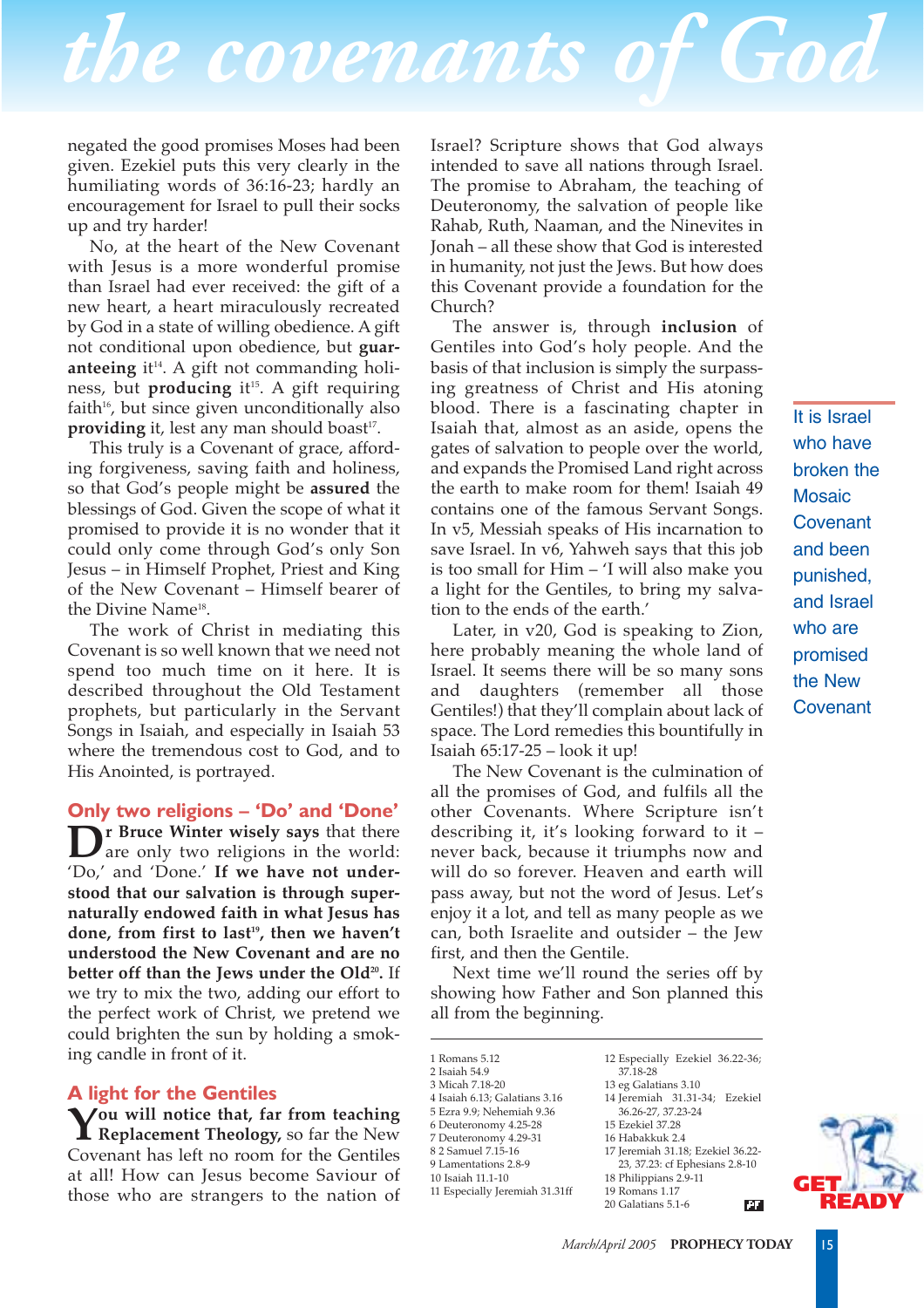negated the good promises Moses had been given. Ezekiel puts this very clearly in the humiliating words of 36:16-23; hardly an encouragement for Israel to pull their socks up and try harder!

No, at the heart of the New Covenant with Jesus is a more wonderful promise than Israel had ever received: the gift of a new heart, a heart miraculously recreated by God in a state of willing obedience. A gift not conditional upon obedience, but **guaranteeing** it[14]. A gift not commanding holiness, but **producing** it[15]. A gift requiring faith[16], but since given unconditionally also **providing** it, lest any man should boast[17].

This truly is a Covenant of grace, affording forgiveness, saving faith and holiness, so that God's people might be **assured** the blessings of God. Given the scope of what it promised to provide it is no wonder that it could only come through God's only Son Jesus – in Himself Prophet, Priest and King of the New Covenant – Himself bearer of the Divine Name[18].

The work of Christ in mediating this Covenant is so well known that we need not spend too much time on it here. It is described throughout the Old Testament prophets, but particularly in the Servant Songs in Isaiah, and especially in Isaiah 53 where the tremendous cost to God, and to His Anointed, is portrayed.

## Only two religions – 'Do' and 'Done'

**Dr Bruce Winter wisely says** that there are only two religions in the world: 'Do,' and 'Done.' **If we have not understood that our salvation is through supernaturally endowed faith in what Jesus has done, from first to last[19], then we haven't understood the New Covenant and are no better off than the Jews under the Old[20].** If we try to mix the two, adding our effort to the perfect work of Christ, we pretend we could brighten the sun by holding a smoking candle in front of it.

## A light for the Gentiles

**You will notice that, far from teaching Replacement Theology,** so far the New Covenant has left no room for the Gentiles at all! How can Jesus become Saviour of those who are strangers to the nation of Israel? Scripture shows that God always intended to save all nations through Israel. The promise to Abraham, the teaching of Deuteronomy, the salvation of people like Rahab, Ruth, Naaman, and the Ninevites in Jonah – all these show that God is interested in humanity, not just the Jews. But how does this Covenant provide a foundation for the Church?

The answer is, through **inclusion** of Gentiles into God's holy people. And the basis of that inclusion is simply the surpassing greatness of Christ and His atoning blood. There is a fascinating chapter in Isaiah that, almost as an aside, opens the gates of salvation to people over the world, and expands the Promised Land right across the earth to make room for them! Isaiah 49 contains one of the famous Servant Songs. In v5, Messiah speaks of His incarnation to save Israel. In v6, Yahweh says that this job is too small for Him – 'I will also make you a light for the Gentiles, to bring my salvation to the ends of the earth.'

Later, in v20, God is speaking to Zion, here probably meaning the whole land of Israel. It seems there will be so many sons and daughters (remember all those Gentiles!) that they'll complain about lack of space. The Lord remedies this bountifully in Isaiah 65:17-25 – look it up!

The New Covenant is the culmination of all the promises of God, and fulfils all the other Covenants. Where Scripture isn't describing it, it's looking forward to it – never back, because it triumphs now and will do so forever. Heaven and earth will pass away, but not the word of Jesus. Let's enjoy it a lot, and tell as many people as we can, both Israelite and outsider – the Jew first, and then the Gentile.

Next time we'll round the series off by showing how Father and Son planned this all from the beginning.

It is Israel who have broken the Mosaic Covenant and been punished, and Israel who are promised the New Covenant

1 Romans 5.12
2 Isaiah 54.9
3 Micah 7.18-20
4 Isaiah 6.13; Galatians 3.16
5 Ezra 9.9; Nehemiah 9.36
6 Deuteronomy 4.25-28
7 Deuteronomy 4.29-31
8 2 Samuel 7.15-16
9 Lamentations 2.8-9
10 Isaiah 11.1-10
11 Especially Jeremiah 31.31ff
12 Especially Ezekiel 36.22-36; 37.18-28
13 eg Galatians 3.10
14 Jeremiah 31.31-34; Ezekiel 36.26-27, 37.23-24
15 Ezekiel 37.28
16 Habakkuk 2.4
17 Jeremiah 31.18; Ezekiel 36.22-23, 37.23: cf Ephesians 2.8-10
18 Philippians 2.9-11
19 Romans 1.17
20 Galatians 5.1-6